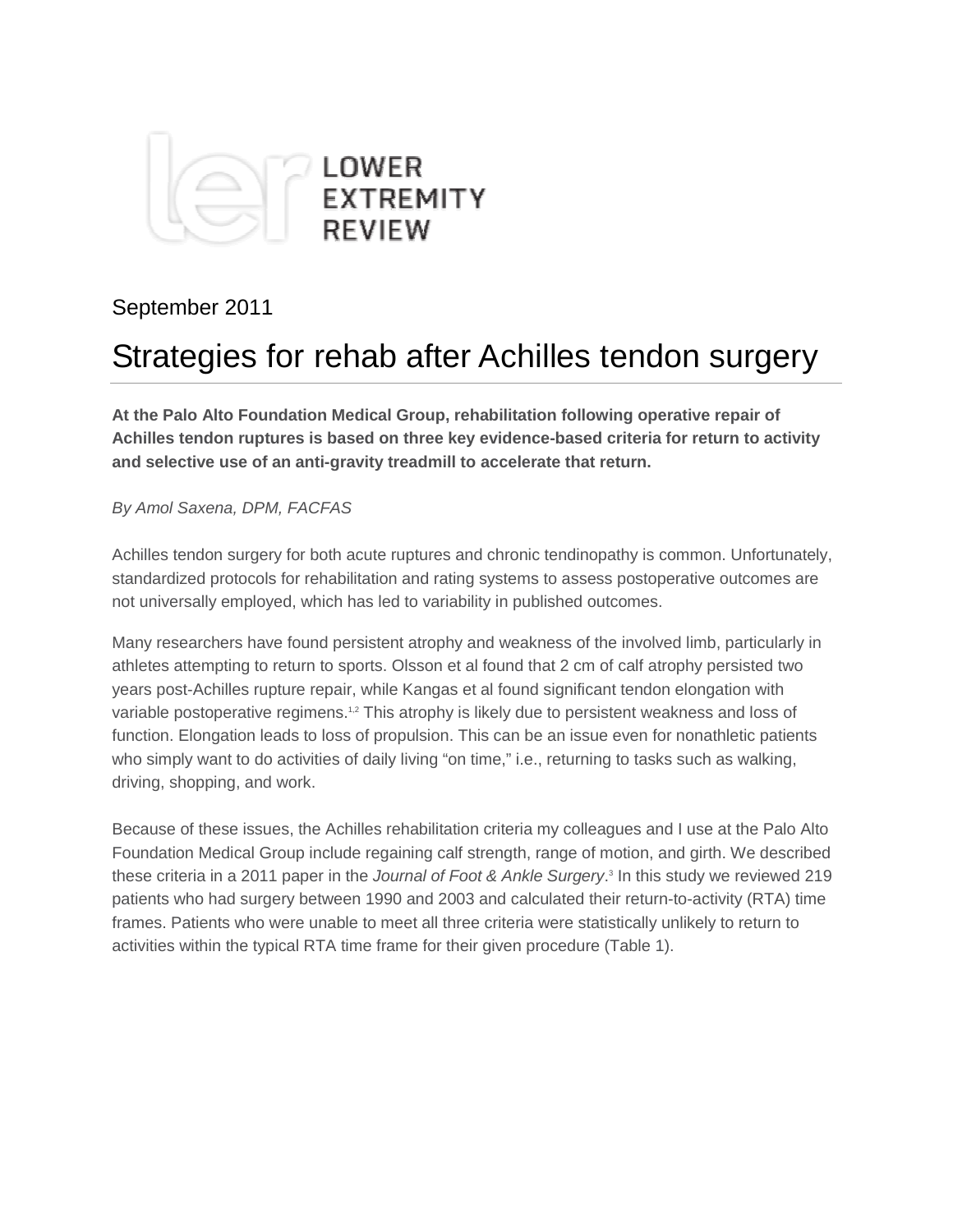LOWER EXTREMITY REVIEW

September 2011

# Strategies for rehab after Achilles tendon surgery

**At the Palo Alto Foundation Medical Group, rehabilitation following operative repair of Achilles tendon ruptures is based on three key evidence-based criteria for return to activity and selective use of an anti-gravity treadmill to accelerate that return.**

*By Amol Saxena, DPM, FACFAS*

Achilles tendon surgery for both acute ruptures and chronic tendinopathy is common. Unfortunately, standardized protocols for rehabilitation and rating systems to assess postoperative outcomes are not universally employed, which has led to variability in published outcomes.

Many researchers have found persistent atrophy and weakness of the involved limb, particularly in athletes attempting to return to sports. Olsson et al found that 2 cm of calf atrophy persisted two years post-Achilles rupture repair, while Kangas et al found significant tendon elongation with variable postoperative regimens.[1,2] This atrophy is likely due to persistent weakness and loss of function. Elongation leads to loss of propulsion. This can be an issue even for nonathletic patients who simply want to do activities of daily living "on time," i.e., returning to tasks such as walking, driving, shopping, and work.

Because of these issues, the Achilles rehabilitation criteria my colleagues and I use at the Palo Alto Foundation Medical Group include regaining calf strength, range of motion, and girth. We described these criteria in a 2011 paper in the *Journal of Foot & Ankle Surgery*.[3] In this study we reviewed 219 patients who had surgery between 1990 and 2003 and calculated their return-to-activity (RTA) time frames. Patients who were unable to meet all three criteria were statistically unlikely to return to activities within the typical RTA time frame for their given procedure (Table 1).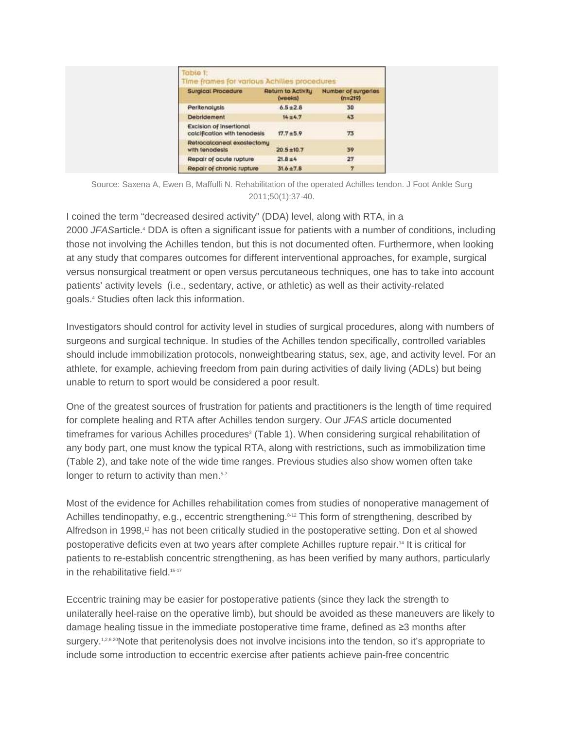Table 1:
Time frames for various Achilles procedures

| Surgical Procedure | Return to Activity (weeks) | Number of surgeries (n=219) |
|---|---|---|
| Peritenolysis | 6.5±2.8 | 30 |
| Debridement | 14±4.7 | 43 |
| Excision of insertional calcification with tenodesis | 17.7±5.9 | 73 |
| Retrocalcaneal exostectomy with tenodesis | 20.5±10.7 | 39 |
| Repair of acute rupture | 21.8±4 | 27 |
| Repair of chronic rupture | 31.6±7.8 | 7 |

Source: Saxena A, Ewen B, Maffulli N. Rehabilitation of the operated Achilles tendon. J Foot Ankle Surg 2011;50(1):37-40.

I coined the term "decreased desired activity" (DDA) level, along with RTA, in a 2000 *JFAS*article.[4] DDA is often a significant issue for patients with a number of conditions, including those not involving the Achilles tendon, but this is not documented often. Furthermore, when looking at any study that compares outcomes for different interventional approaches, for example, surgical versus nonsurgical treatment or open versus percutaneous techniques, one has to take into account patients' activity levels (i.e., sedentary, active, or athletic) as well as their activity-related goals.[4] Studies often lack this information.

Investigators should control for activity level in studies of surgical procedures, along with numbers of surgeons and surgical technique. In studies of the Achilles tendon specifically, controlled variables should include immobilization protocols, nonweightbearing status, sex, age, and activity level. For an athlete, for example, achieving freedom from pain during activities of daily living (ADLs) but being unable to return to sport would be considered a poor result.

One of the greatest sources of frustration for patients and practitioners is the length of time required for complete healing and RTA after Achilles tendon surgery. Our *JFAS* article documented timeframes for various Achilles procedures[3] (Table 1). When considering surgical rehabilitation of any body part, one must know the typical RTA, along with restrictions, such as immobilization time (Table 2), and take note of the wide time ranges. Previous studies also show women often take longer to return to activity than men.[5-7]

Most of the evidence for Achilles rehabilitation comes from studies of nonoperative management of Achilles tendinopathy, e.g., eccentric strengthening.[8-12] This form of strengthening, described by Alfredson in 1998,[13] has not been critically studied in the postoperative setting. Don et al showed postoperative deficits even at two years after complete Achilles rupture repair.[14] It is critical for patients to re-establish concentric strengthening, as has been verified by many authors, particularly in the rehabilitative field.[15-17]

Eccentric training may be easier for postoperative patients (since they lack the strength to unilaterally heel-raise on the operative limb), but should be avoided as these maneuvers are likely to damage healing tissue in the immediate postoperative time frame, defined as ≥3 months after surgery.[1,2,6,20]Note that peritenolysis does not involve incisions into the tendon, so it's appropriate to include some introduction to eccentric exercise after patients achieve pain-free concentric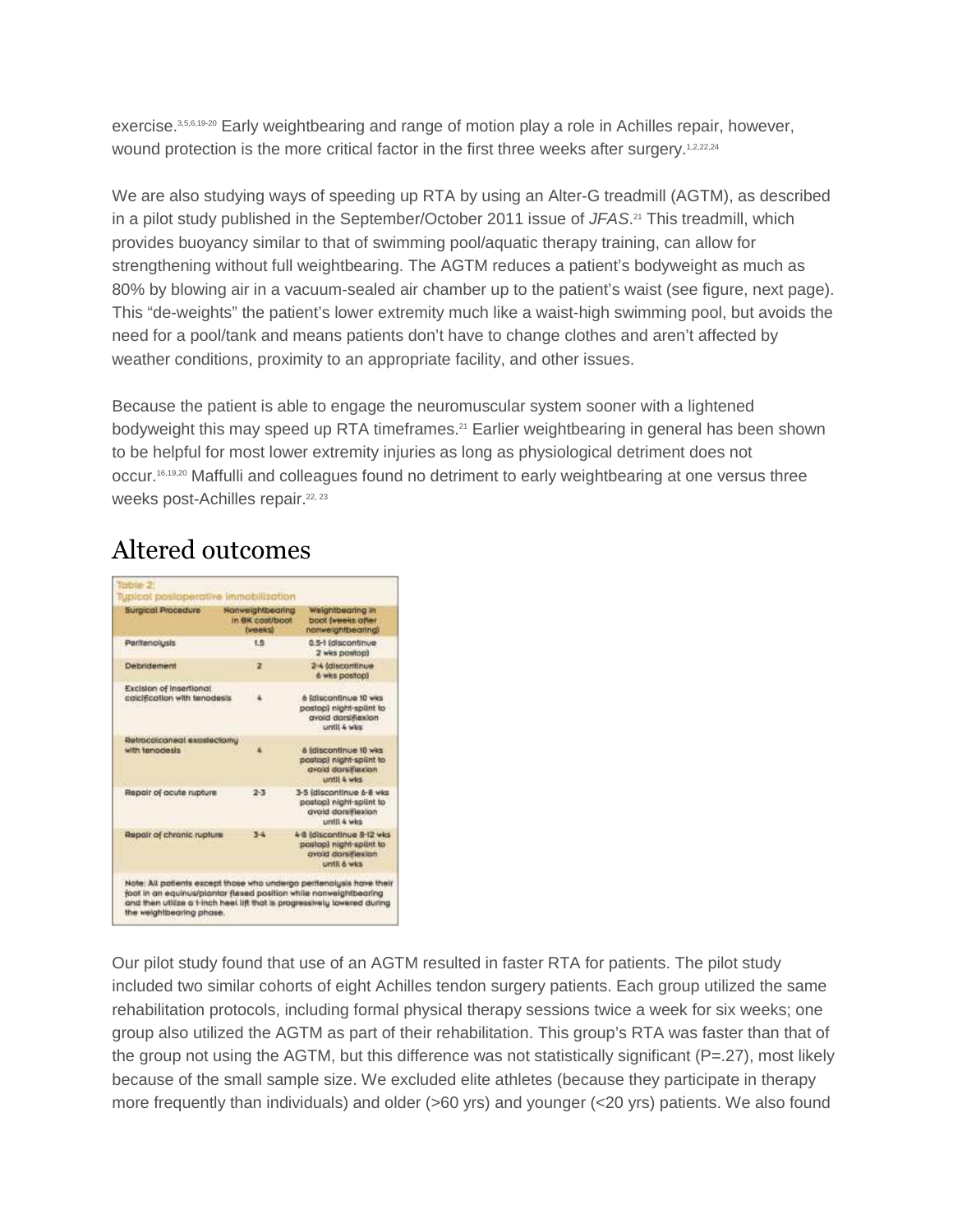exercise.[3,5,6,19-20] Early weightbearing and range of motion play a role in Achilles repair, however, wound protection is the more critical factor in the first three weeks after surgery.[1,2,22,24]

We are also studying ways of speeding up RTA by using an Alter-G treadmill (AGTM), as described in a pilot study published in the September/October 2011 issue of *JFAS*.[21] This treadmill, which provides buoyancy similar to that of swimming pool/aquatic therapy training, can allow for strengthening without full weightbearing. The AGTM reduces a patient's bodyweight as much as 80% by blowing air in a vacuum-sealed air chamber up to the patient's waist (see figure, next page). This "de-weights" the patient's lower extremity much like a waist-high swimming pool, but avoids the need for a pool/tank and means patients don't have to change clothes and aren't affected by weather conditions, proximity to an appropriate facility, and other issues.

Because the patient is able to engage the neuromuscular system sooner with a lightened bodyweight this may speed up RTA timeframes.[21] Earlier weightbearing in general has been shown to be helpful for most lower extremity injuries as long as physiological detriment does not occur.[16,19,20] Maffulli and colleagues found no detriment to early weightbearing at one versus three weeks post-Achilles repair.[22, 23]

## Altered outcomes

Table 2:
Typical postoperative immobilization

| Surgical Procedure | Nonweightbearing in BK cast/boot (weeks) | Weightbearing in boot (weeks after nonweightbearing) |
|---|---|---|
| Peritenolysis | 1.5 | 0.5-1 (discontinue 2 wks postop) |
| Debridement | 2 | 2-4 (discontinue 6 wks postop) |
| Excision of insertional calcification with tenodesis | 4 | 6 (discontinue 10 wks postop) night-splint to avoid dorsiflexion until 4 wks |
| Retrocalcaneal exostectomy with tenodesis | 4 | 6 (discontinue 10 wks postop) night-splint to avoid dorsiflexion until 4 wks |
| Repair of acute rupture | 2-3 | 3-5 (discontinue 6-8 wks postop) night-splint to avoid dorsiflexion until 4 wks |
| Repair of chronic rupture | 3-4 | 4-8 (discontinue 8-12 wks postop) night-splint to avoid dorsiflexion until 6 wks |

Note: All patients except those who undergo peritenolysis have their foot in an equinus/plantar flexed position while nonweightbearing and then utilize a 1-inch heel lift that is progressively lowered during the weightbearing phase.

Our pilot study found that use of an AGTM resulted in faster RTA for patients. The pilot study included two similar cohorts of eight Achilles tendon surgery patients. Each group utilized the same rehabilitation protocols, including formal physical therapy sessions twice a week for six weeks; one group also utilized the AGTM as part of their rehabilitation. This group's RTA was faster than that of the group not using the AGTM, but this difference was not statistically significant (P=.27), most likely because of the small sample size. We excluded elite athletes (because they participate in therapy more frequently than individuals) and older (>60 yrs) and younger (<20 yrs) patients. We also found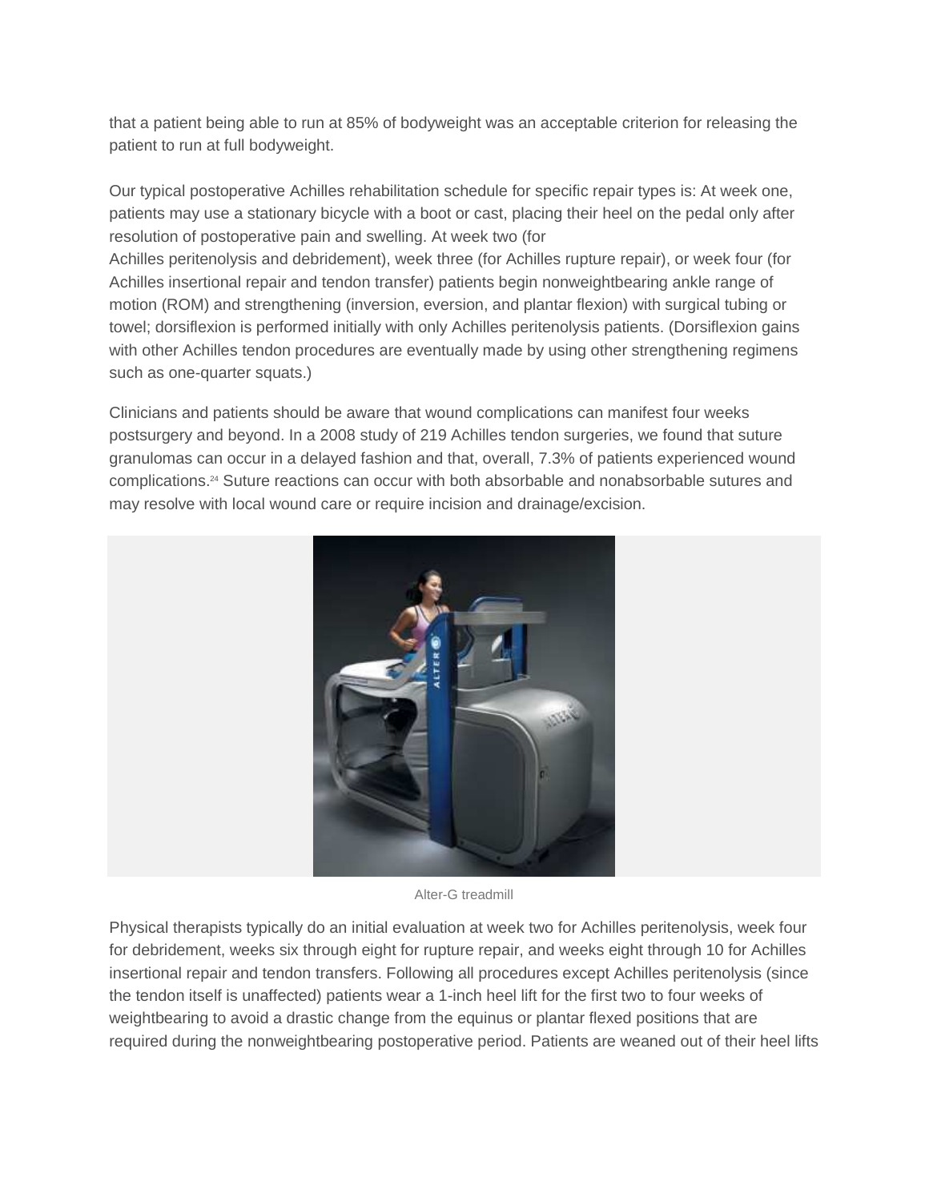that a patient being able to run at 85% of bodyweight was an acceptable criterion for releasing the patient to run at full bodyweight.

Our typical postoperative Achilles rehabilitation schedule for specific repair types is: At week one, patients may use a stationary bicycle with a boot or cast, placing their heel on the pedal only after resolution of postoperative pain and swelling. At week two (for Achilles peritenolysis and debridement), week three (for Achilles rupture repair), or week four (for Achilles insertional repair and tendon transfer) patients begin nonweightbearing ankle range of motion (ROM) and strengthening (inversion, eversion, and plantar flexion) with surgical tubing or towel; dorsiflexion is performed initially with only Achilles peritenolysis patients. (Dorsiflexion gains with other Achilles tendon procedures are eventually made by using other strengthening regimens such as one-quarter squats.)

Clinicians and patients should be aware that wound complications can manifest four weeks postsurgery and beyond. In a 2008 study of 219 Achilles tendon surgeries, we found that suture granulomas can occur in a delayed fashion and that, overall, 7.3% of patients experienced wound complications.[24] Suture reactions can occur with both absorbable and nonabsorbable sutures and may resolve with local wound care or require incision and drainage/excision.

Alter-G treadmill

Physical therapists typically do an initial evaluation at week two for Achilles peritenolysis, week four for debridement, weeks six through eight for rupture repair, and weeks eight through 10 for Achilles insertional repair and tendon transfers. Following all procedures except Achilles peritenolysis (since the tendon itself is unaffected) patients wear a 1-inch heel lift for the first two to four weeks of weightbearing to avoid a drastic change from the equinus or plantar flexed positions that are required during the nonweightbearing postoperative period. Patients are weaned out of their heel lifts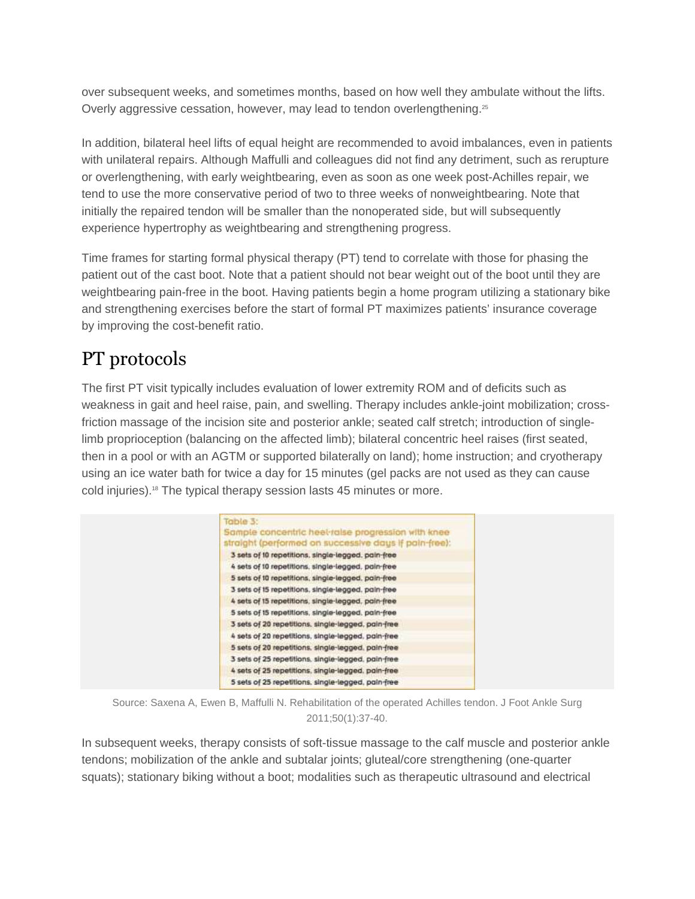over subsequent weeks, and sometimes months, based on how well they ambulate without the lifts. Overly aggressive cessation, however, may lead to tendon overlengthening.[25]

In addition, bilateral heel lifts of equal height are recommended to avoid imbalances, even in patients with unilateral repairs. Although Maffulli and colleagues did not find any detriment, such as rerupture or overlengthening, with early weightbearing, even as soon as one week post-Achilles repair, we tend to use the more conservative period of two to three weeks of nonweightbearing. Note that initially the repaired tendon will be smaller than the nonoperated side, but will subsequently experience hypertrophy as weightbearing and strengthening progress.

Time frames for starting formal physical therapy (PT) tend to correlate with those for phasing the patient out of the cast boot. Note that a patient should not bear weight out of the boot until they are weightbearing pain-free in the boot. Having patients begin a home program utilizing a stationary bike and strengthening exercises before the start of formal PT maximizes patients' insurance coverage by improving the cost-benefit ratio.

## PT protocols

The first PT visit typically includes evaluation of lower extremity ROM and of deficits such as weakness in gait and heel raise, pain, and swelling. Therapy includes ankle-joint mobilization; cross-friction massage of the incision site and posterior ankle; seated calf stretch; introduction of single-limb proprioception (balancing on the affected limb); bilateral concentric heel raises (first seated, then in a pool or with an AGTM or supported bilaterally on land); home instruction; and cryotherapy using an ice water bath for twice a day for 15 minutes (gel packs are not used as they can cause cold injuries).[18] The typical therapy session lasts 45 minutes or more.

| Table 3: Sample concentric heel-raise progression with knee straight (performed on successive days if pain-free): |
|---|
| 3 sets of 10 repetitions, single-legged, pain-free |
| 4 sets of 10 repetitions, single-legged, pain-free |
| 5 sets of 10 repetitions, single-legged, pain-free |
| 3 sets of 15 repetitions, single-legged, pain-free |
| 4 sets of 15 repetitions, single-legged, pain-free |
| 5 sets of 15 repetitions, single-legged, pain-free |
| 3 sets of 20 repetitions, single-legged, pain-free |
| 4 sets of 20 repetitions, single-legged, pain-free |
| 5 sets of 20 repetitions, single-legged, pain-free |
| 3 sets of 25 repetitions, single-legged, pain-free |
| 4 sets of 25 repetitions, single-legged, pain-free |
| 5 sets of 25 repetitions, single-legged, pain-free |

Source: Saxena A, Ewen B, Maffulli N. Rehabilitation of the operated Achilles tendon. J Foot Ankle Surg 2011;50(1):37-40.

In subsequent weeks, therapy consists of soft-tissue massage to the calf muscle and posterior ankle tendons; mobilization of the ankle and subtalar joints; gluteal/core strengthening (one-quarter squats); stationary biking without a boot; modalities such as therapeutic ultrasound and electrical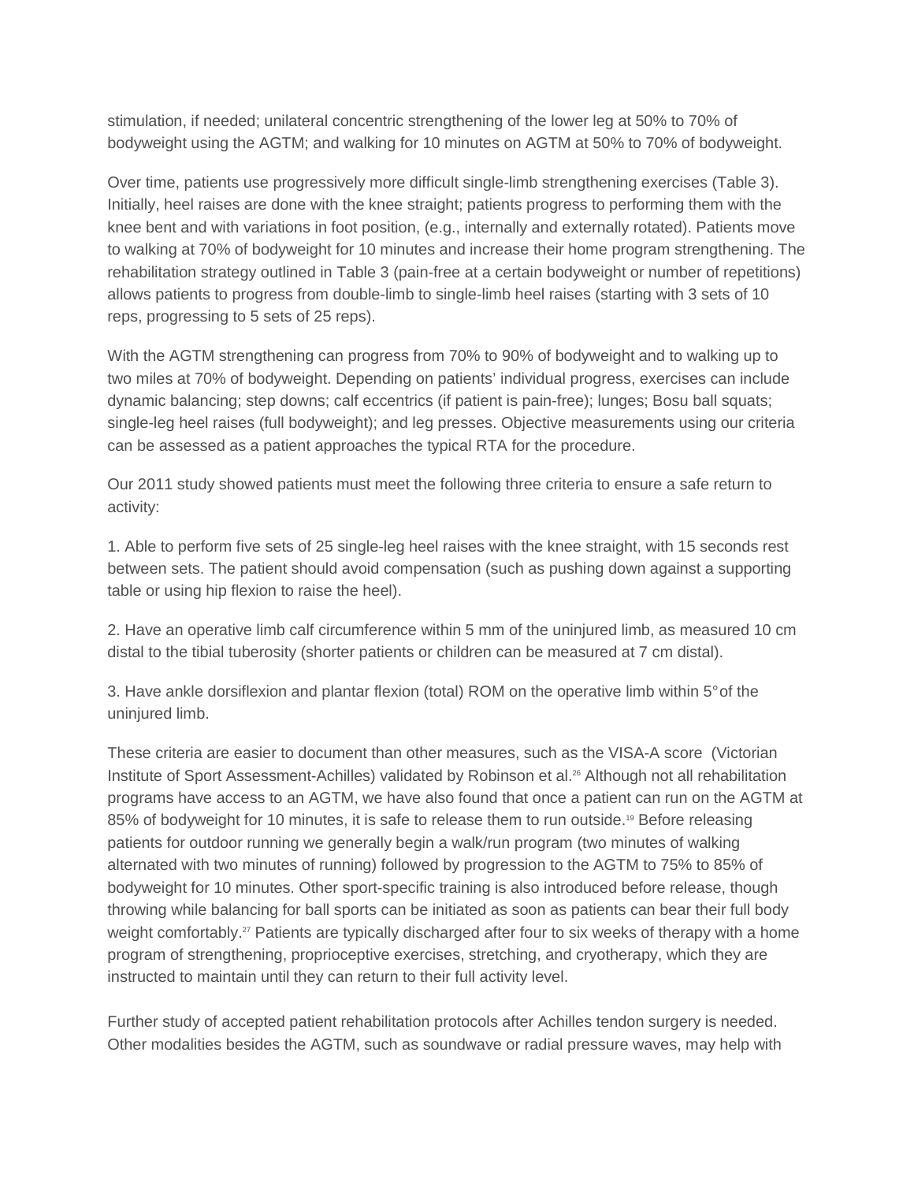stimulation, if needed; unilateral concentric strengthening of the lower leg at 50% to 70% of bodyweight using the AGTM; and walking for 10 minutes on AGTM at 50% to 70% of bodyweight.

Over time, patients use progressively more difficult single-limb strengthening exercises (Table 3). Initially, heel raises are done with the knee straight; patients progress to performing them with the knee bent and with variations in foot position, (e.g., internally and externally rotated). Patients move to walking at 70% of bodyweight for 10 minutes and increase their home program strengthening. The rehabilitation strategy outlined in Table 3 (pain-free at a certain bodyweight or number of repetitions) allows patients to progress from double-limb to single-limb heel raises (starting with 3 sets of 10 reps, progressing to 5 sets of 25 reps).

With the AGTM strengthening can progress from 70% to 90% of bodyweight and to walking up to two miles at 70% of bodyweight. Depending on patients' individual progress, exercises can include dynamic balancing; step downs; calf eccentrics (if patient is pain-free); lunges; Bosu ball squats; single-leg heel raises (full bodyweight); and leg presses. Objective measurements using our criteria can be assessed as a patient approaches the typical RTA for the procedure.

Our 2011 study showed patients must meet the following three criteria to ensure a safe return to activity:

1. Able to perform five sets of 25 single-leg heel raises with the knee straight, with 15 seconds rest between sets. The patient should avoid compensation (such as pushing down against a supporting table or using hip flexion to raise the heel).

2. Have an operative limb calf circumference within 5 mm of the uninjured limb, as measured 10 cm distal to the tibial tuberosity (shorter patients or children can be measured at 7 cm distal).

3. Have ankle dorsiflexion and plantar flexion (total) ROM on the operative limb within 5° of the uninjured limb.

These criteria are easier to document than other measures, such as the VISA-A score (Victorian Institute of Sport Assessment-Achilles) validated by Robinson et al.[26] Although not all rehabilitation programs have access to an AGTM, we have also found that once a patient can run on the AGTM at 85% of bodyweight for 10 minutes, it is safe to release them to run outside.[19] Before releasing patients for outdoor running we generally begin a walk/run program (two minutes of walking alternated with two minutes of running) followed by progression to the AGTM to 75% to 85% of bodyweight for 10 minutes. Other sport-specific training is also introduced before release, though throwing while balancing for ball sports can be initiated as soon as patients can bear their full body weight comfortably.[27] Patients are typically discharged after four to six weeks of therapy with a home program of strengthening, proprioceptive exercises, stretching, and cryotherapy, which they are instructed to maintain until they can return to their full activity level.

Further study of accepted patient rehabilitation protocols after Achilles tendon surgery is needed. Other modalities besides the AGTM, such as soundwave or radial pressure waves, may help with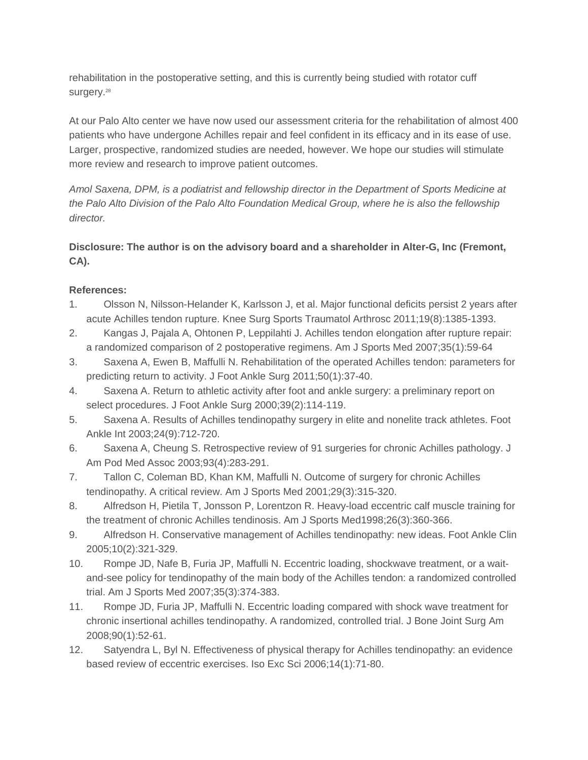rehabilitation in the postoperative setting, and this is currently being studied with rotator cuff surgery.[28]

At our Palo Alto center we have now used our assessment criteria for the rehabilitation of almost 400 patients who have undergone Achilles repair and feel confident in its efficacy and in its ease of use. Larger, prospective, randomized studies are needed, however. We hope our studies will stimulate more review and research to improve patient outcomes.

*Amol Saxena, DPM, is a podiatrist and fellowship director in the Department of Sports Medicine at the Palo Alto Division of the Palo Alto Foundation Medical Group, where he is also the fellowship director.*

**Disclosure: The author is on the advisory board and a shareholder in Alter-G, Inc (Fremont, CA).**

**References:**

1. Olsson N, Nilsson-Helander K, Karlsson J, et al. Major functional deficits persist 2 years after acute Achilles tendon rupture. Knee Surg Sports Traumatol Arthrosc 2011;19(8):1385-1393.
2. Kangas J, Pajala A, Ohtonen P, Leppilahti J. Achilles tendon elongation after rupture repair: a randomized comparison of 2 postoperative regimens. Am J Sports Med 2007;35(1):59-64
3. Saxena A, Ewen B, Maffulli N. Rehabilitation of the operated Achilles tendon: parameters for predicting return to activity. J Foot Ankle Surg 2011;50(1):37-40.
4. Saxena A. Return to athletic activity after foot and ankle surgery: a preliminary report on select procedures. J Foot Ankle Surg 2000;39(2):114-119.
5. Saxena A. Results of Achilles tendinopathy surgery in elite and nonelite track athletes. Foot Ankle Int 2003;24(9):712-720.
6. Saxena A, Cheung S. Retrospective review of 91 surgeries for chronic Achilles pathology. J Am Pod Med Assoc 2003;93(4):283-291.
7. Tallon C, Coleman BD, Khan KM, Maffulli N. Outcome of surgery for chronic Achilles tendinopathy. A critical review. Am J Sports Med 2001;29(3):315-320.
8. Alfredson H, Pietila T, Jonsson P, Lorentzon R. Heavy-load eccentric calf muscle training for the treatment of chronic Achilles tendinosis. Am J Sports Med1998;26(3):360-366.
9. Alfredson H. Conservative management of Achilles tendinopathy: new ideas. Foot Ankle Clin 2005;10(2):321-329.
10. Rompe JD, Nafe B, Furia JP, Maffulli N. Eccentric loading, shockwave treatment, or a wait-and-see policy for tendinopathy of the main body of the Achilles tendon: a randomized controlled trial. Am J Sports Med 2007;35(3):374-383.
11. Rompe JD, Furia JP, Maffulli N. Eccentric loading compared with shock wave treatment for chronic insertional achilles tendinopathy. A randomized, controlled trial. J Bone Joint Surg Am 2008;90(1):52-61.
12. Satyendra L, Byl N. Effectiveness of physical therapy for Achilles tendinopathy: an evidence based review of eccentric exercises. Iso Exc Sci 2006;14(1):71-80.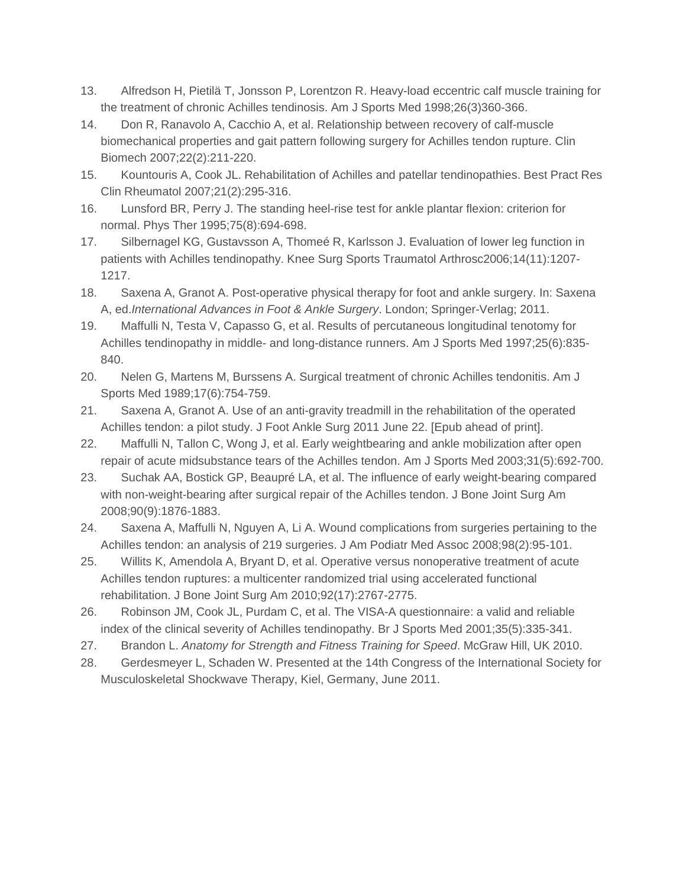13. Alfredson H, Pietilä T, Jonsson P, Lorentzon R. Heavy-load eccentric calf muscle training for the treatment of chronic Achilles tendinosis. Am J Sports Med 1998;26(3)360-366.
14. Don R, Ranavolo A, Cacchio A, et al. Relationship between recovery of calf-muscle biomechanical properties and gait pattern following surgery for Achilles tendon rupture. Clin Biomech 2007;22(2):211-220.
15. Kountouris A, Cook JL. Rehabilitation of Achilles and patellar tendinopathies. Best Pract Res Clin Rheumatol 2007;21(2):295-316.
16. Lunsford BR, Perry J. The standing heel-rise test for ankle plantar flexion: criterion for normal. Phys Ther 1995;75(8):694-698.
17. Silbernagel KG, Gustavsson A, Thomeé R, Karlsson J. Evaluation of lower leg function in patients with Achilles tendinopathy. Knee Surg Sports Traumatol Arthrosc2006;14(11):1207-1217.
18. Saxena A, Granot A. Post-operative physical therapy for foot and ankle surgery. In: Saxena A, ed.*International Advances in Foot & Ankle Surgery*. London; Springer-Verlag; 2011.
19. Maffulli N, Testa V, Capasso G, et al. Results of percutaneous longitudinal tenotomy for Achilles tendinopathy in middle- and long-distance runners. Am J Sports Med 1997;25(6):835-840.
20. Nelen G, Martens M, Burssens A. Surgical treatment of chronic Achilles tendonitis. Am J Sports Med 1989;17(6):754-759.
21. Saxena A, Granot A. Use of an anti-gravity treadmill in the rehabilitation of the operated Achilles tendon: a pilot study. J Foot Ankle Surg 2011 June 22. [Epub ahead of print].
22. Maffulli N, Tallon C, Wong J, et al. Early weightbearing and ankle mobilization after open repair of acute midsubstance tears of the Achilles tendon. Am J Sports Med 2003;31(5):692-700.
23. Suchak AA, Bostick GP, Beaupré LA, et al. The influence of early weight-bearing compared with non-weight-bearing after surgical repair of the Achilles tendon. J Bone Joint Surg Am 2008;90(9):1876-1883.
24. Saxena A, Maffulli N, Nguyen A, Li A. Wound complications from surgeries pertaining to the Achilles tendon: an analysis of 219 surgeries. J Am Podiatr Med Assoc 2008;98(2):95-101.
25. Willits K, Amendola A, Bryant D, et al. Operative versus nonoperative treatment of acute Achilles tendon ruptures: a multicenter randomized trial using accelerated functional rehabilitation. J Bone Joint Surg Am 2010;92(17):2767-2775.
26. Robinson JM, Cook JL, Purdam C, et al. The VISA-A questionnaire: a valid and reliable index of the clinical severity of Achilles tendinopathy. Br J Sports Med 2001;35(5):335-341.
27. Brandon L. *Anatomy for Strength and Fitness Training for Speed*. McGraw Hill, UK 2010.
28. Gerdesmeyer L, Schaden W. Presented at the 14th Congress of the International Society for Musculoskeletal Shockwave Therapy, Kiel, Germany, June 2011.